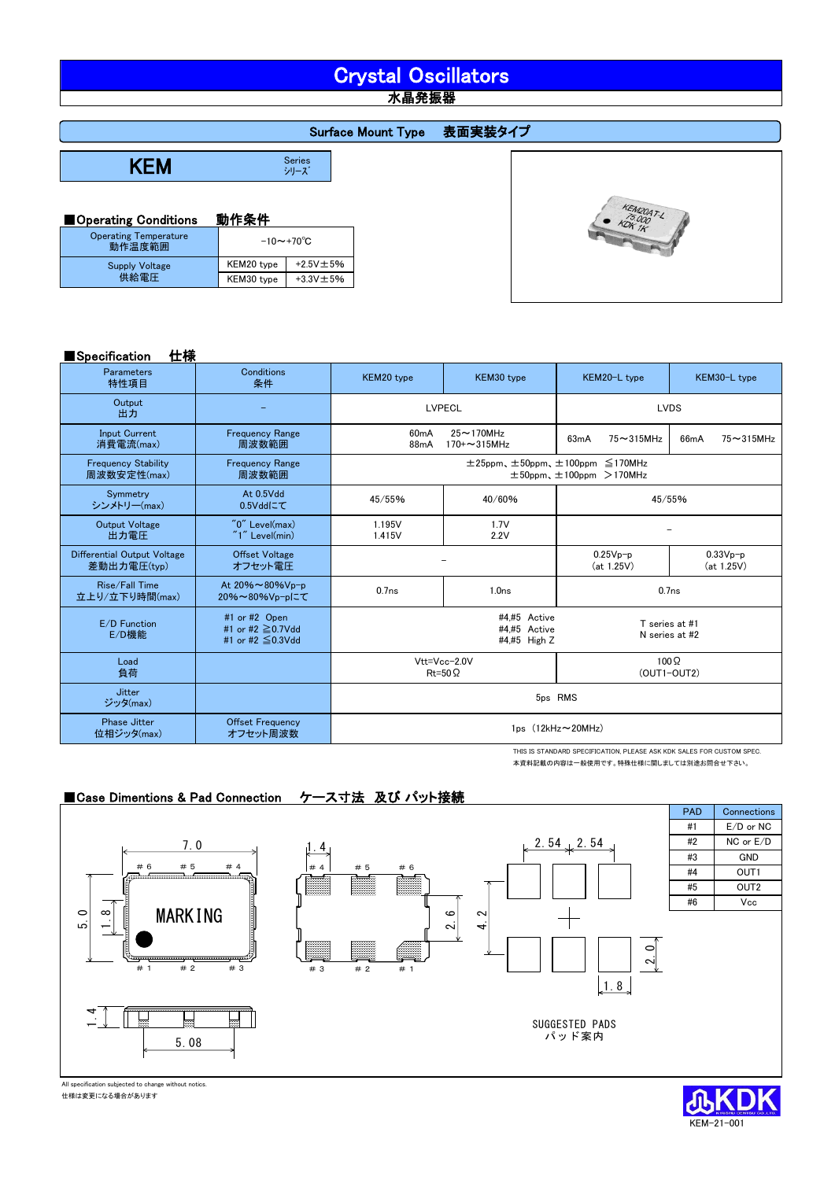# Crystal Oscillators

水晶発振器

## Surface Mount Type　表面実装タイプ

**KEM** Series シリーズ

### ■Operating Conditions　動作条件

| | | |
|---|---|---|
| Operating Temperature 動作温度範囲 | −10〜+70℃ | |
| Supply Voltage 供給電圧 | KEM20 type | +2.5V±5% |
| | KEM30 type | +3.3V±5% |

### ■Specification　仕様

| Parameters 特性項目 | Conditions 条件 | KEM20 type | KEM30 type | KEM20-L type | KEM30-L type |
|---|---|---|---|---|---|
| Output 出力 | − | LVPECL | | LVDS | |
| Input Current 消費電流(max) | Frequency Range 周波数範囲 | 60mA 25〜170MHz<br>88mA 170+〜315MHz | | 63mA 75〜315MHz | 66mA 75〜315MHz |
| Frequency Stability 周波数安定性(max) | Frequency Range 周波数範囲 | ±25ppm、±50ppm、±100ppm ≦170MHz<br>±50ppm、±100ppm ＞170MHz | | | |
| Symmetry シンメトリー(max) | At 0.5Vdd 0.5Vddにて | 45/55% | 40/60% | 45/55% | |
| Output Voltage 出力電圧 | "0" Level(max)<br>"1" Level(min) | 1.195V<br>1.415V | 1.7V<br>2.2V | − | |
| Differential Output Voltage 差動出力電圧(typ) | Offset Voltage オフセット電圧 | − | | 0.25Vp-p (at 1.25V) | 0.33Vp-p (at 1.25V) |
| Rise/Fall Time 立上り/立下り時間(max) | At 20%〜80%Vp-p 20%〜80%Vp-pにて | 0.7ns | 1.0ns | 0.7ns | |
| E/D Function E/D機能 | #1 or #2 Open<br>#1 or #2 ≧0.7Vdd<br>#1 or #2 ≦0.3Vdd | #4,#5 Active<br>#4,#5 Active<br>#4,#5 High Z | | T series at #1<br>N series at #2 | |
| Load 負荷 | | Vtt=Vcc−2.0V<br>Rt=50Ω | | 100Ω<br>(OUT1−OUT2) | |
| Jitter ジッタ(max) | | 5ps RMS | | | |
| Phase Jitter 位相ジッタ(max) | Offset Frequency オフセット周波数 | 1ps（12kHz〜20MHz） | | | |

THIS IS STANDARD SPECIFICATION, PLEASE ASK KDK SALES FOR CUSTOM SPEC.
本資料記載の内容は一般使用です。特殊仕様に関しましては別途お問合せ下さい。

### ■Case Dimentions & Pad Connection　ケース寸法 及び パット接続

| PAD | Connections |
|---|---|
| #1 | E/D or NC |
| #2 | NC or E/D |
| #3 | GND |
| #4 | OUT1 |
| #5 | OUT2 |
| #6 | Vcc |

7.0
5.0
1.8
MARKING
#6 #5 #4
#1 #2 #3
1.4
#4 #5 #6
#3 #2 #1
2.6
1.4
5.08
2.54 2.54
4.2
2.0
1.8
SUGGESTED PADS
パッド案内

All specification subjected to change without notice.
仕様は変更になる場合があります

KDK
KEM-21-001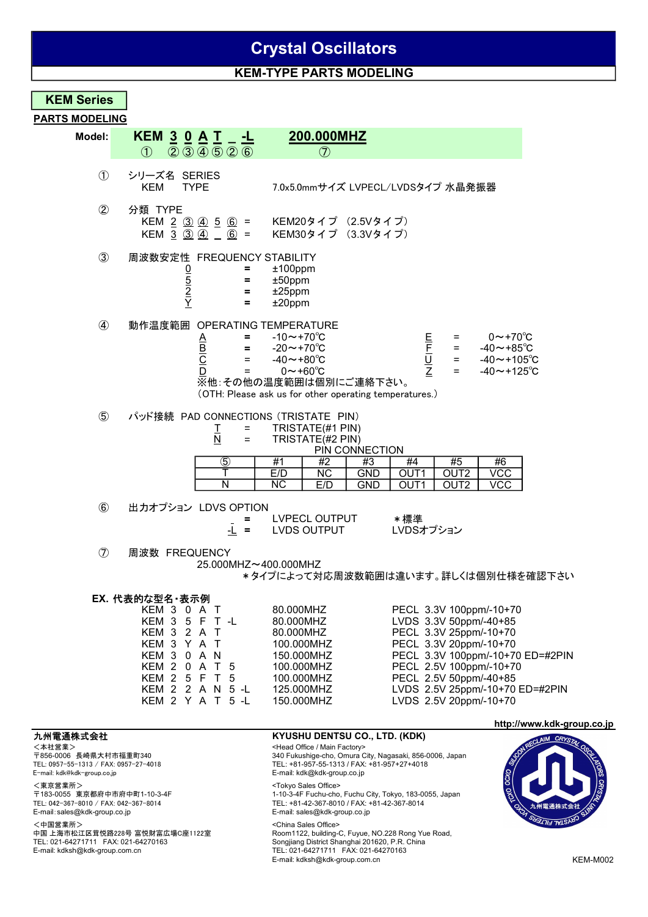# Crystal Oscillators

## KEM-TYPE PARTS MODELING

### KEM Series

**PARTS MODELING**

**Model:** **KEM 3 0 A T _ -L** **200.000MHZ**
① ②③④⑤②⑥ ⑦

① シリーズ名 SERIES
KEM TYPE 7.0x5.0mmサイズ LVPECL/LVDSタイプ 水晶発振器

② 分類 TYPE
KEM 2 ③ ④ 5 ⑥ = KEM20タイプ （2.5Vタイプ）
KEM 3 ③ ④ _ ⑥ = KEM30タイプ （3.3Vタイプ）

③ 周波数安定性 FREQUENCY STABILITY
0 = ±100ppm
5 = ±50ppm
2 = ±25ppm
Y = ±20ppm

④ 動作温度範囲 OPERATING TEMPERATURE
A = -10～+70℃
B = -20～+70℃
C = -40～+80℃
D = 0～+60℃
E = 0～+70℃
F = -40～+85℃
U = -40～+105℃
Z = -40～+125℃
※他：その他の温度範囲は個別にご連絡下さい。
（OTH: Please ask us for other operating temperatures.）

⑤ パッド接続 PAD CONNECTIONS（TRISTATE PIN）
T = TRISTATE(#1 PIN)
N = TRISTATE(#2 PIN)

PIN CONNECTION

| ⑤ | #1 | #2 | #3 | #4 | #5 | #6 |
|---|---|---|---|---|---|---|
| T | E/D | NC | GND | OUT1 | OUT2 | VCC |
| N | NC | E/D | GND | OUT1 | OUT2 | VCC |

⑥ 出力オプション LDVS OPTION
_ = LVPECL OUTPUT ＊標準
-L = LVDS OUTPUT LVDSオプション

⑦ 周波数 FREQUENCY
25.000MHZ～400.000MHZ
＊タイプによって対応周波数範囲は違います。詳しくは個別仕様を確認下さい

**EX. 代表的な型名・表示例**

| | | |
|---|---|---|
| KEM 3 0 A T | 80.000MHZ | PECL 3.3V 100ppm/-10+70 |
| KEM 3 5 F T -L | 80.000MHZ | LVDS 3.3V 50ppm/-40+85 |
| KEM 3 2 A T | 80.000MHZ | PECL 3.3V 25ppm/-10+70 |
| KEM 3 Y A T | 100.000MHZ | PECL 3.3V 20ppm/-10+70 |
| KEM 3 0 A N | 150.000MHZ | PECL 3.3V 100ppm/-10+70 ED=#2PIN |
| KEM 2 0 A T 5 | 100.000MHZ | PECL 2.5V 100ppm/-10+70 |
| KEM 2 5 F T 5 | 100.000MHZ | PECL 2.5V 50ppm/-40+85 |
| KEM 2 2 A N 5 -L | 125.000MHZ | LVDS 2.5V 25ppm/-10+70 ED=#2PIN |
| KEM 2 Y A T 5 -L | 150.000MHZ | LVDS 2.5V 20ppm/-10+70 |

http://www.kdk-group.co.jp

**九州電通株式会社**
＜本社営業＞
〒856-0006 長崎県大村市福重町340
TEL: 0957-55-1313 / FAX: 0957-27-4018
E-mail: kdk@kdk-group.co.jp

＜東京営業所＞
〒183-0055 東京都府中市府中町1-10-3-4F
TEL: 042-367-8010 / FAX: 042-367-8014
E-mail: sales@kdk-group.co.jp

＜中国営業所＞
中国 上海市松江区茸悦路228号 富悦財富広場C座1122室
TEL: 021-64271711 FAX: 021-64270163
E-mail: kdksh@kdk-group.com.cn

**KYUSHU DENTSU CO., LTD. (KDK)**
<Head Office / Main Factory>
340 Fukushige-cho, Omura City, Nagasaki, 856-0006, Japan
TEL: +81-957-55-1313 / FAX: +81-957+27+4018
E-mail: kdk@kdk-group.co.jp

<Tokyo Sales Office>
1-10-3-4F Fuchu-cho, Fuchu City, Tokyo, 183-0055, Japan
TEL: +81-42-367-8010 / FAX: +81-42-367-8014
E-mail: sales@kdk-group.co.jp

<China Sales Office>
Room1122, building-C, Fuyue, NO.228 Rong Yue Road,
Songjiang District Shanghai 201620, P.R. China
TEL: 021-64271711 FAX: 021-64270163
E-mail: kdksh@kdk-group.com.cn

KEM-M002